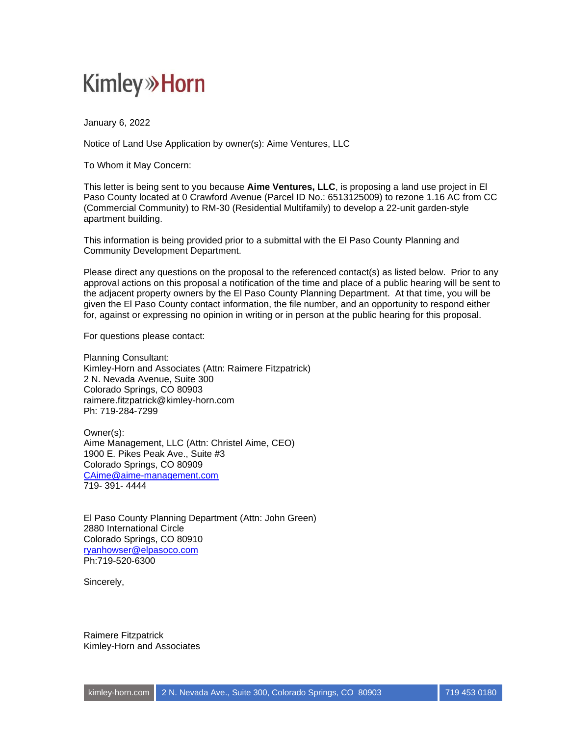Kimley»Horn

January 6, 2022

Notice of Land Use Application by owner(s): Aime Ventures, LLC

To Whom it May Concern:

This letter is being sent to you because **Aime Ventures, LLC**, is proposing a land use project in El Paso County located at 0 Crawford Avenue (Parcel ID No.: 6513125009) to rezone 1.16 AC from CC (Commercial Community) to RM-30 (Residential Multifamily) to develop a 22-unit garden-style apartment building.

This information is being provided prior to a submittal with the El Paso County Planning and Community Development Department.

Please direct any questions on the proposal to the referenced contact(s) as listed below. Prior to any approval actions on this proposal a notification of the time and place of a public hearing will be sent to the adjacent property owners by the El Paso County Planning Department. At that time, you will be given the El Paso County contact information, the file number, and an opportunity to respond either for, against or expressing no opinion in writing or in person at the public hearing for this proposal.

For questions please contact:

Planning Consultant:
Kimley-Horn and Associates (Attn: Raimere Fitzpatrick)
2 N. Nevada Avenue, Suite 300
Colorado Springs, CO 80903
raimere.fitzpatrick@kimley-horn.com
Ph: 719-284-7299

Owner(s):
Aime Management, LLC (Attn: Christel Aime, CEO)
1900 E. Pikes Peak Ave., Suite #3
Colorado Springs, CO 80909
CAime@aime-management.com
719- 391- 4444

El Paso County Planning Department (Attn: John Green)
2880 International Circle
Colorado Springs, CO 80910
ryanhowser@elpasoco.com
Ph:719-520-6300

Sincerely,

Raimere Fitzpatrick
Kimley-Horn and Associates

kimley-horn.com | 2 N. Nevada Ave., Suite 300, Colorado Springs, CO 80903 | 719 453 0180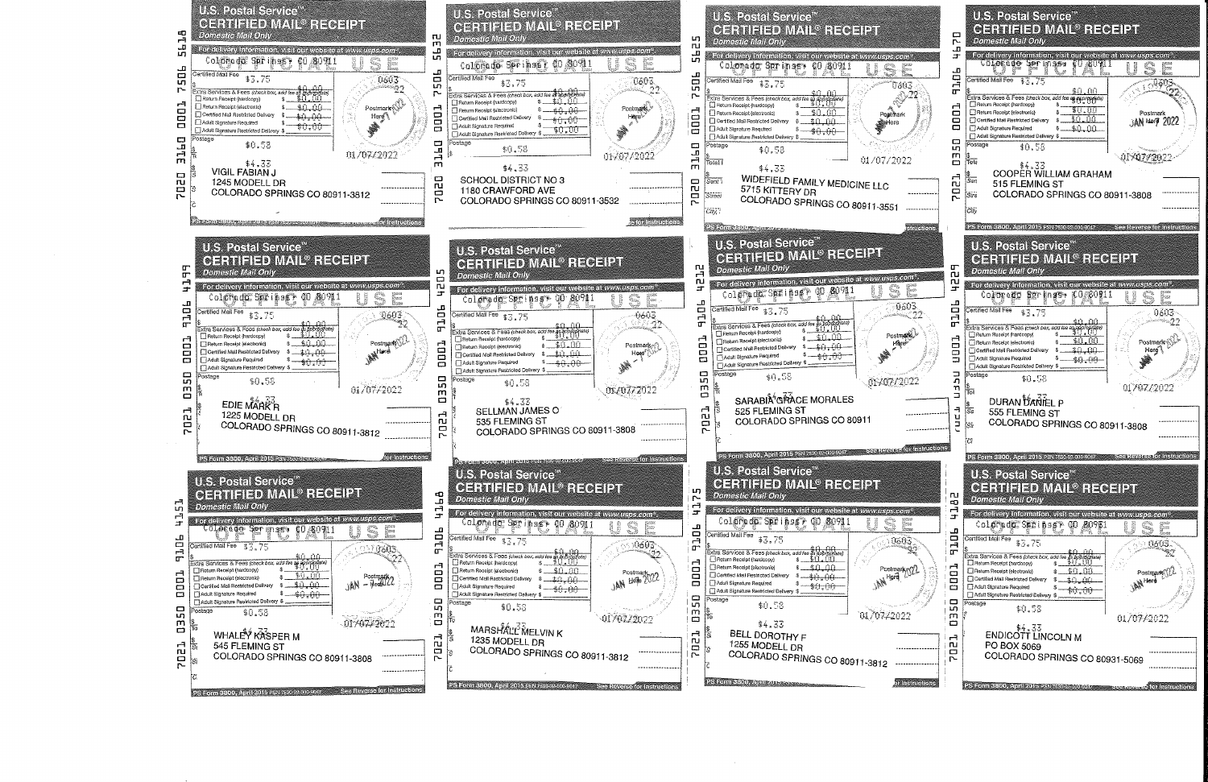## U.S. Postal Service™ CERTIFIED MAIL® RECEIPT

*Domestic Mail Only*

7020 3160 0001 7506 5618

For delivery information, visit our website at www.usps.com®.

Colorado Springs, CO 80911

OFFICIAL USE

Certified Mail Fee $3.75

Extra Services & Fees (check box, add fee as appropriate)
- Return Receipt (hardcopy) $ $0.00
- Return Receipt (electronic) $ $0.00
- Certified Mail Restricted Delivery $ $0.00
- Adult Signature Required $ $0.00
- Adult Signature Restricted Delivery $

Postage $0.58

Total $4.33

0603 22

Postmark Here JAN 7 2022

01/07/2022

VIGIL FABIAN J
1245 MODELL DR
COLORADO SPRINGS CO 80911-3812

PS Form 3800, April 2015 PSN 7530-02-000-9047 See Reverse for Instructions

---

## U.S. Postal Service™ CERTIFIED MAIL® RECEIPT

*Domestic Mail Only*

7020 3160 0001 7506 5632

For delivery information, visit our website at www.usps.com®.

Colorado Springs, CO 80911

OFFICIAL USE

Certified Mail Fee $3.75

Extra Services & Fees (check box, add fee as appropriate)
- Return Receipt (hardcopy) $ $0.00
- Return Receipt (electronic) $ $0.00
- Certified Mail Restricted Delivery $ $0.00
- Adult Signature Required $ $0.00
- Adult Signature Restricted Delivery $ $0.00

Postage $0.58

Total $4.33

0603 22

Postmark Here JAN 7 2022

01/07/2022

SCHOOL DISTRICT NO 3
1180 CRAWFORD AVE
COLORADO SPRINGS CO 80911-3532

See Reverse for Instructions

---

## U.S. Postal Service™ CERTIFIED MAIL® RECEIPT

*Domestic Mail Only*

7020 3160 0001 7506 5625

For delivery information, visit our website at www.usps.com®.

Colorado Springs, CO 80911

OFFICIAL USE

Certified Mail Fee $3.75

Extra Services & Fees (check box, add fee as appropriate)
- Return Receipt (hardcopy) $ $0.00
- Return Receipt (electronic) $ $0.00
- Certified Mail Restricted Delivery $ $0.00
- Adult Signature Required $ $0.00
- Adult Signature Restricted Delivery $

Postage $0.58

Total $4.33

0603 22

Postmark Here JAN 7 2022

01/07/2022

WIDEFIELD FAMILY MEDICINE LLC
5715 KITTERY DR
COLORADO SPRINGS CO 80911-3551

PS Form 3800, April 2015 See Reverse for Instructions

---

## U.S. Postal Service™ CERTIFIED MAIL® RECEIPT

*Domestic Mail Only*

7021 0350 0001 9106 4670

For delivery information, visit our website at www.usps.com®.

Colorado Springs, CO 80911

OFFICIAL USE

Certified Mail Fee $3.75

Extra Services & Fees (check box, add fee as appropriate)
- Return Receipt (hardcopy) $ $0.00
- Return Receipt (electronic) $ $0.00
- Certified Mail Restricted Delivery $ $0.00
- Adult Signature Required $ $0.00
- Adult Signature Restricted Delivery $

Postage $0.58

Total $4.33

0603 22

Postmark Here JAN 7 2022

01/07/2022

COOPER WILLIAM GRAHAM
515 FLEMING ST
COLORADO SPRINGS CO 80911-3808

PS Form 3800, April 2015 PSN 7530-02-000-9047 See Reverse for Instructions

---

## U.S. Postal Service™ CERTIFIED MAIL® RECEIPT

*Domestic Mail Only*

7021 0350 0001 9106 4199

For delivery information, visit our website at www.usps.com®.

Colorado Springs, CO 80911

OFFICIAL USE

Certified Mail Fee $3.75

Extra Services & Fees (check box, add fee as appropriate)
- Return Receipt (hardcopy) $ $0.00
- Return Receipt (electronic) $ $0.00
- Certified Mail Restricted Delivery $ $0.00
- Adult Signature Required $ $0.00
- Adult Signature Restricted Delivery $

Postage $0.58

Total $4.33

0603 22

Postmark Here JAN 7 2022

01/07/2022

EDIE MARK R
1225 MODELL DR
COLORADO SPRINGS CO 80911-3812

PS Form 3800, April 2015 See Reverse for Instructions

---

## U.S. Postal Service™ CERTIFIED MAIL® RECEIPT

*Domestic Mail Only*

7021 0350 0001 9106 4205

For delivery information, visit our website at www.usps.com®.

Colorado Springs, CO 80911

OFFICIAL USE

Certified Mail Fee $3.75

Extra Services & Fees (check box, add fee as appropriate)
- Return Receipt (hardcopy) $ $0.00
- Return Receipt (electronic) $ $0.00
- Certified Mail Restricted Delivery $ $0.00
- Adult Signature Required $ $0.00
- Adult Signature Restricted Delivery $

Postage $0.58

Total $4.33

0603 22

Postmark Here JAN 7 2022

01/07/2022

SELLMAN JAMES O
535 FLEMING ST
COLORADO SPRINGS CO 80911-3808

PS Form 3800, April 2015 See Reverse for Instructions

---

## U.S. Postal Service™ CERTIFIED MAIL® RECEIPT

*Domestic Mail Only*

7021 0350 0001 9106 4212

For delivery information, visit our website at www.usps.com®.

Colorado Springs, CO 80911

OFFICIAL USE

Certified Mail Fee $3.75

Extra Services & Fees (check box, add fee as appropriate)
- Return Receipt (hardcopy) $ $0.00
- Return Receipt (electronic) $ $0.00
- Certified Mail Restricted Delivery $ $0.00
- Adult Signature Required $ $0.00
- Adult Signature Restricted Delivery $

Postage $0.58

Total $4.33

0603 22

Postmark Here JAN 7 2022

01/07/2022

SARABIA GRACE MORALES
525 FLEMING ST
COLORADO SPRINGS CO 80911

PS Form 3800, April 2015 PSN 7530-02-000-9047 See Reverse for Instructions

---

## U.S. Postal Service™ CERTIFIED MAIL® RECEIPT

*Domestic Mail Only*

7021 0350 0001 9106 4229

For delivery information, visit our website at www.usps.com®.

Colorado Springs, CO 80911

OFFICIAL USE

Certified Mail Fee $3.75

Extra Services & Fees (check box, add fee as appropriate)
- Return Receipt (hardcopy) $ $0.00
- Return Receipt (electronic) $ $0.00
- Certified Mail Restricted Delivery $ $0.00
- Adult Signature Required $ $0.00
- Adult Signature Restricted Delivery $

Postage $0.58

Total $4.33

0603 22

Postmark Here JAN 7 2022

01/07/2022

DURAN DANIEL P
555 FLEMING ST
COLORADO SPRINGS CO 80911-3808

PS Form 3800, April 2015 PSN 7530-02-000-9047 See Reverse for Instructions

---

## U.S. Postal Service™ CERTIFIED MAIL® RECEIPT

*Domestic Mail Only*

7021 0350 0001 9106 4151

For delivery information, visit our website at www.usps.com®.

Colorado Springs, CO 80911

OFFICIAL USE

Certified Mail Fee $3.75

Extra Services & Fees (check box, add fee as appropriate)
- Return Receipt (hardcopy) $ $0.00
- Return Receipt (electronic) $ $0.00
- Certified Mail Restricted Delivery $ $0.00
- Adult Signature Required $ $0.00
- Adult Signature Restricted Delivery $

Postage $0.58

Total $4.33

0603 22

Postmark Here JAN 7 2022

01/07/2022

WHALEY KASPER M
545 FLEMING ST
COLORADO SPRINGS CO 80911-3808

PS Form 3800, April 2015 PSN 7530-02-000-9047 See Reverse for Instructions

---

## U.S. Postal Service™ CERTIFIED MAIL® RECEIPT

*Domestic Mail Only*

7021 0350 0001 9106 4168

For delivery information, visit our website at www.usps.com®.

Colorado Springs, CO 80911

OFFICIAL USE

Certified Mail Fee $3.75

Extra Services & Fees (check box, add fee as appropriate)
- Return Receipt (hardcopy) $ $0.00
- Return Receipt (electronic) $ $0.00
- Certified Mail Restricted Delivery $ $0.00
- Adult Signature Required $ $0.00
- Adult Signature Restricted Delivery $

Postage $0.58

Total $4.33

0603 22

Postmark Here JAN 7 2022

01/07/2022

MARSHALL MELVIN K
1235 MODELL DR
COLORADO SPRINGS CO 80911-3812

PS Form 3800, April 2015 PSN 7530-02-000-9047 See Reverse for Instructions

---

## U.S. Postal Service™ CERTIFIED MAIL® RECEIPT

*Domestic Mail Only*

7021 0350 0001 9106 4175

For delivery information, visit our website at www.usps.com®.

Colorado Springs, CO 80911

OFFICIAL USE

Certified Mail Fee $3.75

Extra Services & Fees (check box, add fee as appropriate)
- Return Receipt (hardcopy) $ $0.00
- Return Receipt (electronic) $ $0.00
- Certified Mail Restricted Delivery $ $0.00
- Adult Signature Required $ $0.00
- Adult Signature Restricted Delivery $

Postage $0.58

Total $4.33

0603 22

Postmark Here JAN 7 2022

01/07/2022

BELL DOROTHY F
1255 MODELL DR
COLORADO SPRINGS CO 80911-3812

PS Form 3800, April 2015 See Reverse for Instructions

---

## U.S. Postal Service™ CERTIFIED MAIL® RECEIPT

*Domestic Mail Only*

7021 0350 0001 9106 4182

For delivery information, visit our website at www.usps.com®.

Colorado Springs, CO 80911

OFFICIAL USE

Certified Mail Fee $3.75

Extra Services & Fees (check box, add fee as appropriate)
- Return Receipt (hardcopy) $ $0.00
- Return Receipt (electronic) $ $0.00
- Certified Mail Restricted Delivery $ $0.00
- Adult Signature Required $ $0.00
- Adult Signature Restricted Delivery $

Postage $0.58

Total $4.33

0603 22

Postmark Here JAN 7 2022

01/07/2022

ENDICOTT LINCOLN M
PO BOX 5069
COLORADO SPRINGS CO 80931-5069

PS Form 3800, April 2015 PSN 7530-02-000-9047 See Reverse for Instructions